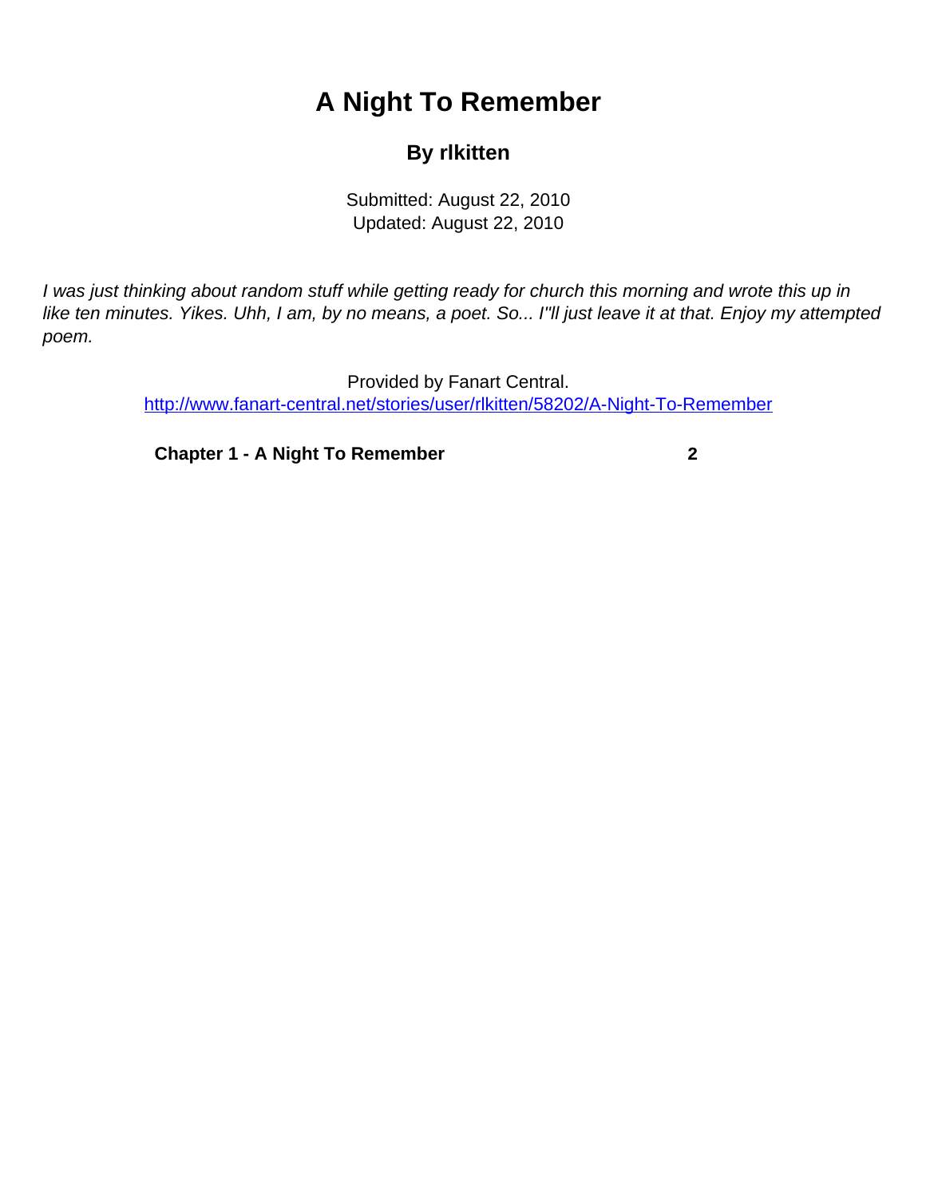# A Night To Remember

## By rlkitten

Submitted: August 22, 2010
Updated: August 22, 2010

*I was just thinking about random stuff while getting ready for church this morning and wrote this up in like ten minutes. Yikes. Uhh, I am, by no means, a poet. So... I''ll just leave it at that. Enjoy my attempted poem.*

Provided by Fanart Central.
http://www.fanart-central.net/stories/user/rlkitten/58202/A-Night-To-Remember

**Chapter 1 - A Night To Remember** **2**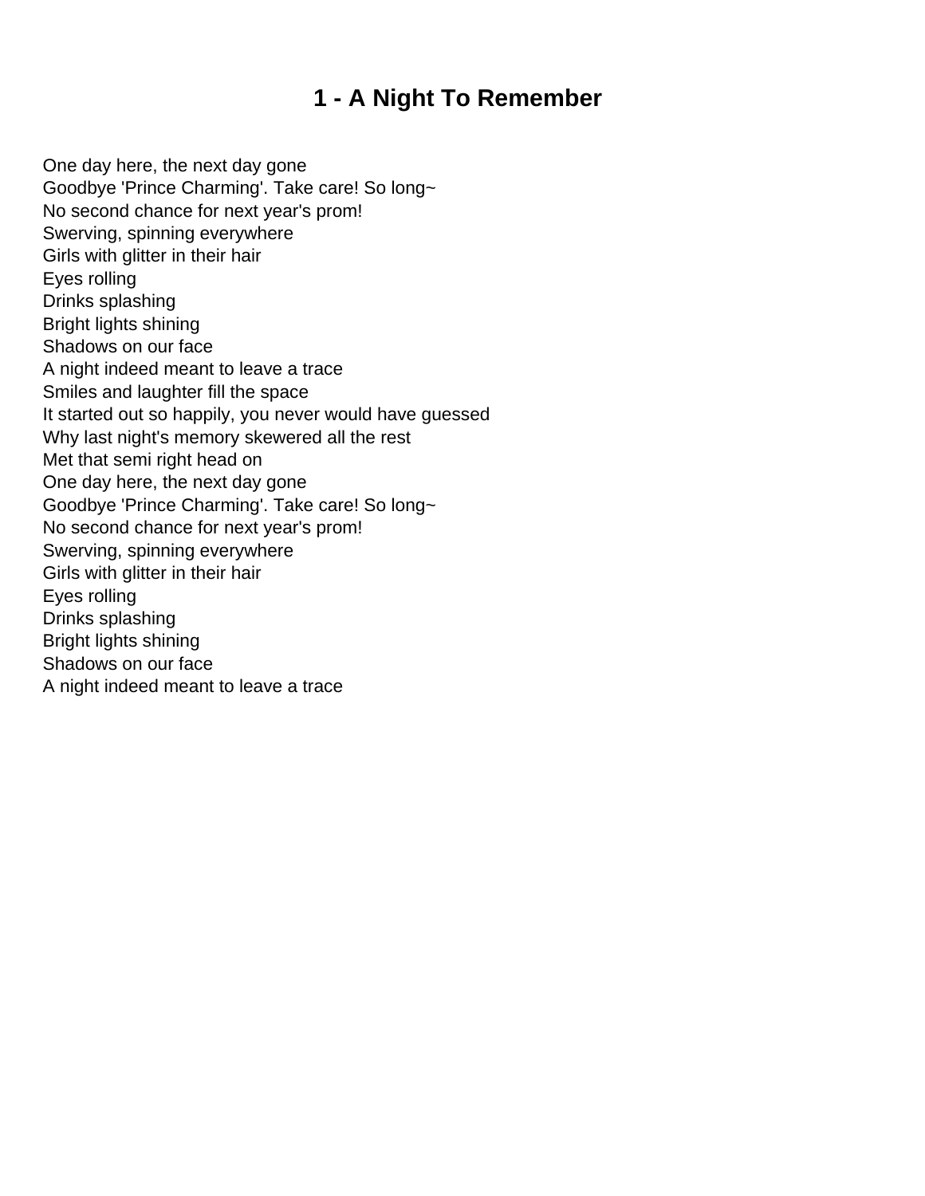# 1 - A Night To Remember

One day here, the next day gone
Goodbye 'Prince Charming'. Take care! So long~
No second chance for next year's prom!
Swerving, spinning everywhere
Girls with glitter in their hair
Eyes rolling
Drinks splashing
Bright lights shining
Shadows on our face
A night indeed meant to leave a trace
Smiles and laughter fill the space
It started out so happily, you never would have guessed
Why last night's memory skewered all the rest
Met that semi right head on
One day here, the next day gone
Goodbye 'Prince Charming'. Take care! So long~
No second chance for next year's prom!
Swerving, spinning everywhere
Girls with glitter in their hair
Eyes rolling
Drinks splashing
Bright lights shining
Shadows on our face
A night indeed meant to leave a trace